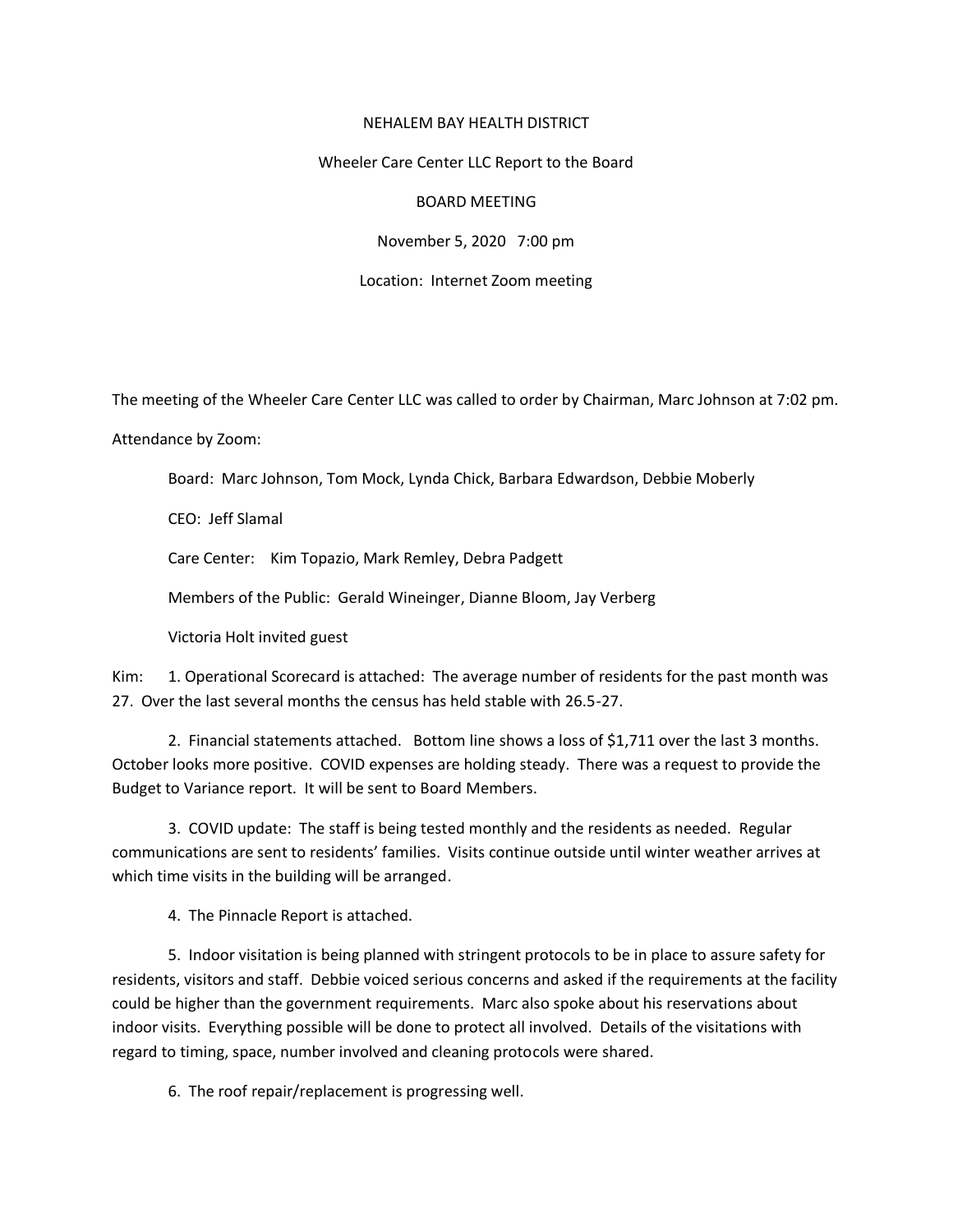NEHALEM BAY HEALTH DISTRICT

Wheeler Care Center LLC Report to the Board

BOARD MEETING

November 5, 2020 7:00 pm

Location: Internet Zoom meeting

The meeting of the Wheeler Care Center LLC was called to order by Chairman, Marc Johnson at 7:02 pm.

Attendance by Zoom:

Board: Marc Johnson, Tom Mock, Lynda Chick, Barbara Edwardson, Debbie Moberly

CEO: Jeff Slamal

Care Center: Kim Topazio, Mark Remley, Debra Padgett

Members of the Public: Gerald Wineinger, Dianne Bloom, Jay Verberg

Victoria Holt invited guest

Kim: 1. Operational Scorecard is attached: The average number of residents for the past month was 27. Over the last several months the census has held stable with 26.5-27.

2. Financial statements attached. Bottom line shows a loss of $1,711 over the last 3 months. October looks more positive. COVID expenses are holding steady. There was a request to provide the Budget to Variance report. It will be sent to Board Members.

3. COVID update: The staff is being tested monthly and the residents as needed. Regular communications are sent to residents' families. Visits continue outside until winter weather arrives at which time visits in the building will be arranged.

4. The Pinnacle Report is attached.

5. Indoor visitation is being planned with stringent protocols to be in place to assure safety for residents, visitors and staff. Debbie voiced serious concerns and asked if the requirements at the facility could be higher than the government requirements. Marc also spoke about his reservations about indoor visits. Everything possible will be done to protect all involved. Details of the visitations with regard to timing, space, number involved and cleaning protocols were shared.

6. The roof repair/replacement is progressing well.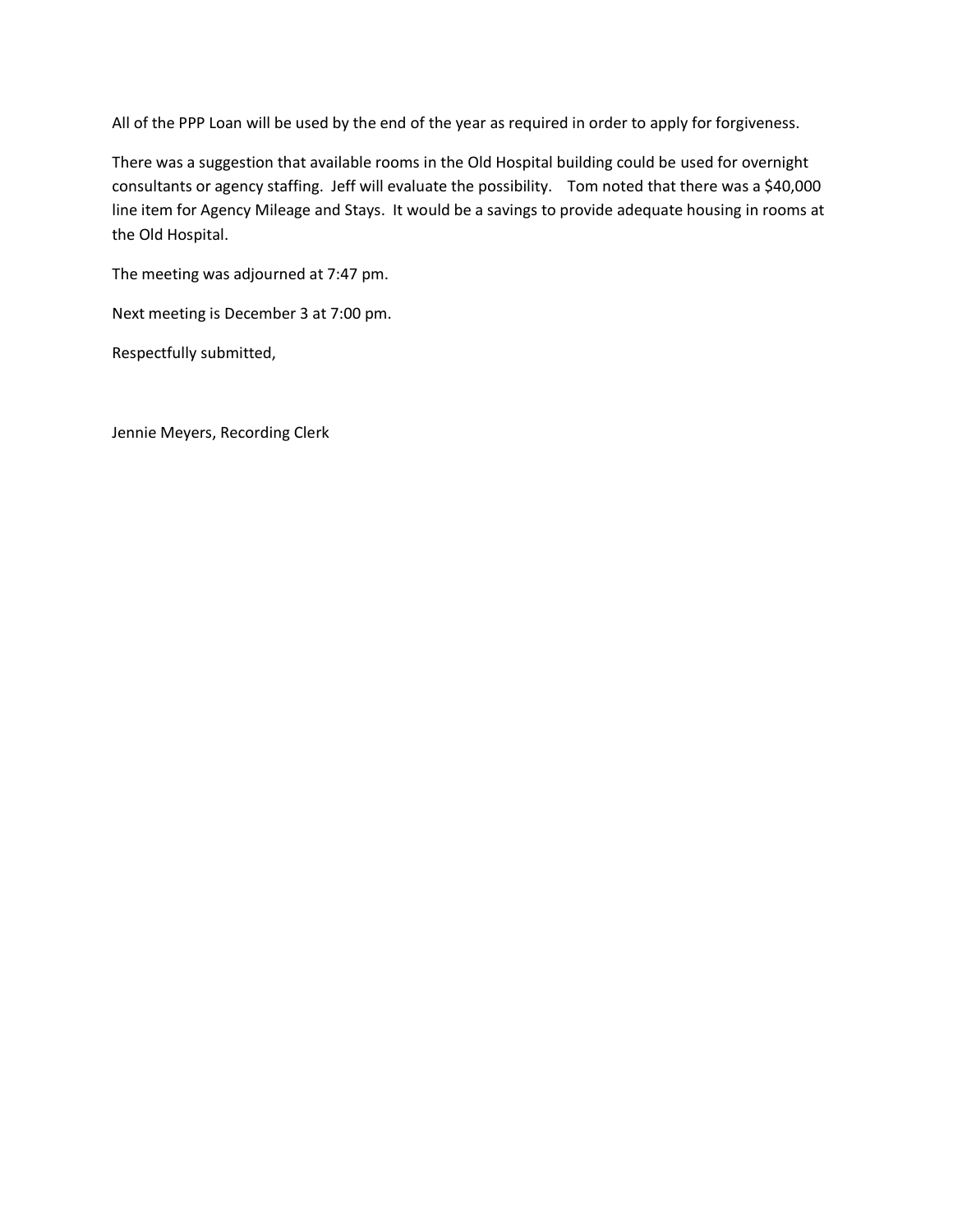All of the PPP Loan will be used by the end of the year as required in order to apply for forgiveness.

There was a suggestion that available rooms in the Old Hospital building could be used for overnight consultants or agency staffing. Jeff will evaluate the possibility. Tom noted that there was a $40,000 line item for Agency Mileage and Stays. It would be a savings to provide adequate housing in rooms at the Old Hospital.

The meeting was adjourned at 7:47 pm.

Next meeting is December 3 at 7:00 pm.

Respectfully submitted,

Jennie Meyers, Recording Clerk